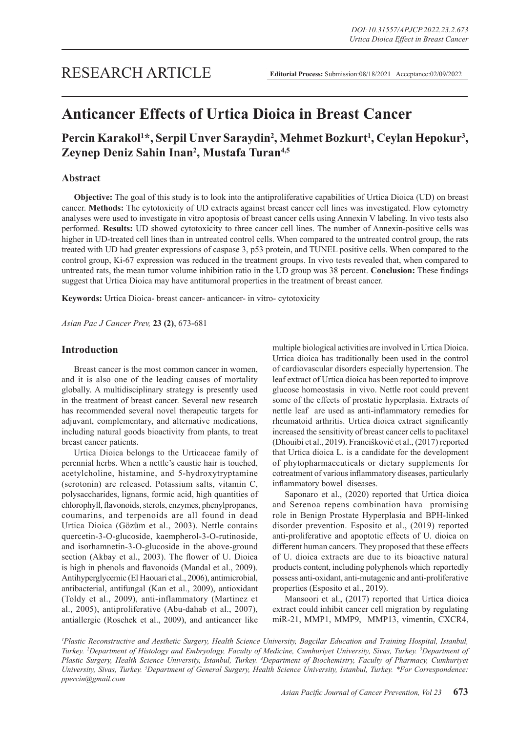RESEARCH ARTICLE

**Editorial Process:** Submission:08/18/2021 Acceptance:02/09/2022

# Anticancer Effects of Urtica Dioica in Breast Cancer

**Percin Karakol[1]\*, Serpil Unver Saraydin[2], Mehmet Bozkurt[1], Ceylan Hepokur[3], Zeynep Deniz Sahin Inan[2], Mustafa Turan[4,5]**

## Abstract

**Objective:** The goal of this study is to look into the antiproliferative capabilities of Urtica Dioica (UD) on breast cancer. **Methods:** The cytotoxicity of UD extracts against breast cancer cell lines was investigated. Flow cytometry analyses were used to investigate in vitro apoptosis of breast cancer cells using Annexin V labeling. In vivo tests also performed. **Results:** UD showed cytotoxicity to three cancer cell lines. The number of Annexin-positive cells was higher in UD-treated cell lines than in untreated control cells. When compared to the untreated control group, the rats treated with UD had greater expressions of caspase 3, p53 protein, and TUNEL positive cells. When compared to the control group, Ki-67 expression was reduced in the treatment groups. In vivo tests revealed that, when compared to untreated rats, the mean tumor volume inhibition ratio in the UD group was 38 percent. **Conclusion:** These findings suggest that Urtica Dioica may have antitumoral properties in the treatment of breast cancer.

**Keywords:** Urtica Dioica- breast cancer- anticancer- in vitro- cytotoxicity

*Asian Pac J Cancer Prev,* **23 (2)**, 673-681

## Introduction

Breast cancer is the most common cancer in women, and it is also one of the leading causes of mortality globally. A multidisciplinary strategy is presently used in the treatment of breast cancer. Several new research has recommended several novel therapeutic targets for adjuvant, complementary, and alternative medications, including natural goods bioactivity from plants, to treat breast cancer patients.

Urtica Dioica belongs to the Urticaceae family of perennial herbs. When a nettle's caustic hair is touched, acetylcholine, histamine, and 5-hydroxytryptamine (serotonin) are released. Potassium salts, vitamin C, polysaccharides, lignans, formic acid, high quantities of chlorophyll, flavonoids, sterols, enzymes, phenylpropanes, coumarins, and terpenoids are all found in dead Urtica Dioica (Gözüm et al., 2003). Nettle contains quercetin-3-O-glucoside, kaempherol-3-O-rutinoside, and isorhamnetin-3-O-glucoside in the above-ground section (Akbay et al., 2003). The flower of U. Dioica is high in phenols and flavonoids (Mandal et al., 2009). Antihyperglycemic (El Haouari et al., 2006), antimicrobial, antibacterial, antifungal (Kan et al., 2009), antioxidant (Toldy et al., 2009), anti-inflammatory (Martinez et al., 2005), antiproliferative (Abu-dahab et al., 2007), antiallergic (Roschek et al., 2009), and anticancer like multiple biological activities are involved in Urtica Dioica. Urtica dioica has traditionally been used in the control of cardiovascular disorders especially hypertension. The leaf extract of Urtica dioica has been reported to improve glucose homeostasis in vivo. Nettle root could prevent some of the effects of prostatic hyperplasia. Extracts of nettle leaf are used as anti-inflammatory remedies for rheumatoid arthritis. Urtica dioica extract significantly increased the sensitivity of breast cancer cells to paclitaxel (Dhouibi et al., 2019). Francišković et al., (2017) reported that Urtica dioica L. is a candidate for the development of phytopharmaceuticals or dietary supplements for cotreatment of various inflammatory diseases, particularly inflammatory bowel diseases.

Saponaro et al., (2020) reported that Urtica dioica and Serenoa repens combination hava promising role in Benign Prostate Hyperplasia and BPH-linked disorder prevention. Esposito et al., (2019) reported anti-proliferative and apoptotic effects of U. dioica on different human cancers. They proposed that these effects of U. dioica extracts are due to its bioactive natural products content, including polyphenols which reportedly possess anti-oxidant, anti-mutagenic and anti-proliferative properties (Esposito et al., 2019).

Mansoori et al., (2017) reported that Urtica dioica extract could inhibit cancer cell migration by regulating miR-21, MMP1, MMP9, MMP13, vimentin, CXCR4,

*[1]Plastic Reconstructive and Aesthetic Surgery, Health Science University, Bagcilar Education and Training Hospital, Istanbul, Turkey. [2]Department of Histology and Embryology, Faculty of Medicine, Cumhuriyet University, Sivas, Turkey. [3]Department of Plastic Surgery, Health Science University, Istanbul, Turkey. [4]Department of Biochemistry, Faculty of Pharmacy, Cumhuriyet University, Sivas, Turkey. [5]Department of General Surgery, Health Science University, Istanbul, Turkey. \*For Correspondence: ppercin@gmail.com*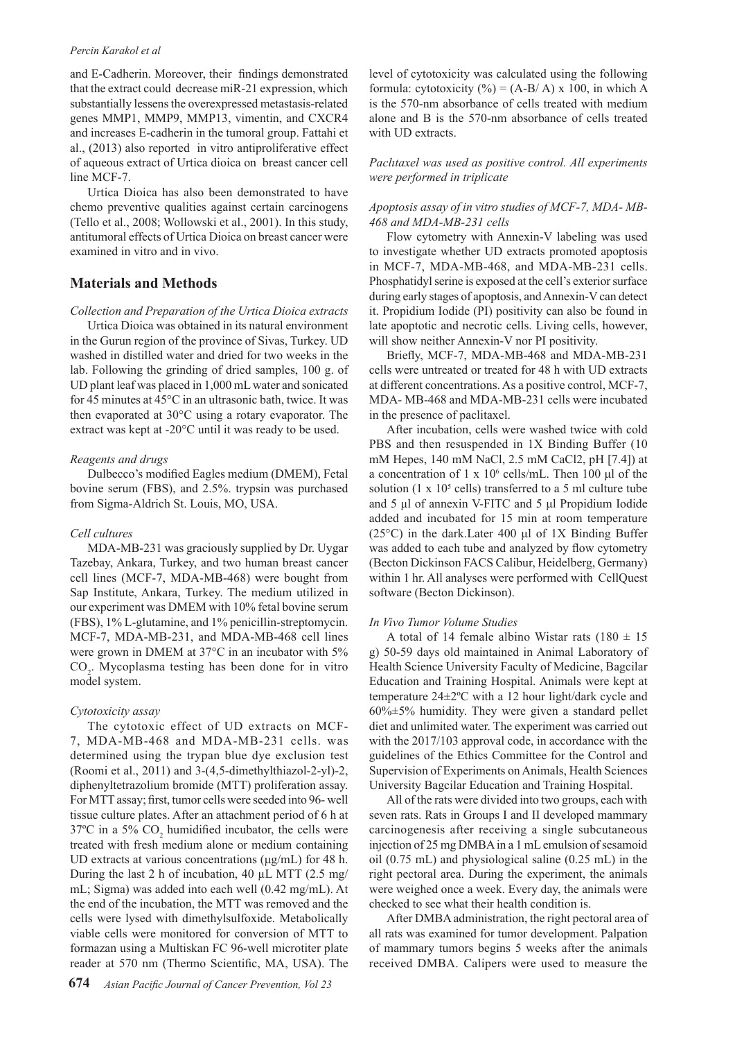and E-Cadherin. Moreover, their findings demonstrated that the extract could decrease miR-21 expression, which substantially lessens the overexpressed metastasis-related genes MMP1, MMP9, MMP13, vimentin, and CXCR4 and increases E-cadherin in the tumoral group. Fattahi et al., (2013) also reported in vitro antiproliferative effect of aqueous extract of Urtica dioica on breast cancer cell line MCF-7.

Urtica Dioica has also been demonstrated to have chemo preventive qualities against certain carcinogens (Tello et al., 2008; Wollowski et al., 2001). In this study, antitumoral effects of Urtica Dioica on breast cancer were examined in vitro and in vivo.

## Materials and Methods

*Collection and Preparation of the Urtica Dioica extracts*

Urtica Dioica was obtained in its natural environment in the Gurun region of the province of Sivas, Turkey. UD washed in distilled water and dried for two weeks in the lab. Following the grinding of dried samples, 100 g. of UD plant leaf was placed in 1,000 mL water and sonicated for 45 minutes at 45°C in an ultrasonic bath, twice. It was then evaporated at 30°C using a rotary evaporator. The extract was kept at -20°C until it was ready to be used.

*Reagents and drugs*

Dulbecco's modified Eagles medium (DMEM), Fetal bovine serum (FBS), and 2.5%. trypsin was purchased from Sigma-Aldrich St. Louis, MO, USA.

*Cell cultures*

MDA-MB-231 was graciously supplied by Dr. Uygar Tazebay, Ankara, Turkey, and two human breast cancer cell lines (MCF-7, MDA-MB-468) were bought from Sap Institute, Ankara, Turkey. The medium utilized in our experiment was DMEM with 10% fetal bovine serum (FBS), 1% L-glutamine, and 1% penicillin-streptomycin. MCF-7, MDA-MB-231, and MDA-MB-468 cell lines were grown in DMEM at 37°C in an incubator with 5% $CO_2$. Mycoplasma testing has been done for in vitro model system.

*Cytotoxicity assay*

The cytotoxic effect of UD extracts on MCF-7, MDA-MB-468 and MDA-MB-231 cells. was determined using the trypan blue dye exclusion test (Roomi et al., 2011) and 3-(4,5-dimethylthiazol-2-yl)-2, diphenyltetrazolium bromide (MTT) proliferation assay. For MTT assay; first, tumor cells were seeded into 96- well tissue culture plates. After an attachment period of 6 h at 37ºC in a 5% $CO_2$ humidified incubator, the cells were treated with fresh medium alone or medium containing UD extracts at various concentrations (µg/mL) for 48 h. During the last 2 h of incubation, 40 µL MTT (2.5 mg/mL; Sigma) was added into each well (0.42 mg/mL). At the end of the incubation, the MTT was removed and the cells were lysed with dimethylsulfoxide. Metabolically viable cells were monitored for conversion of MTT to formazan using a Multiskan FC 96-well microtiter plate reader at 570 nm (Thermo Scientific, MA, USA). The level of cytotoxicity was calculated using the following formula: cytotoxicity (%) = (A-B/ A) x 100, in which A is the 570-nm absorbance of cells treated with medium alone and B is the 570-nm absorbance of cells treated with UD extracts.

*Paclıtaxel was used as positive control. All experiments were performed in triplicate*

*Apoptosis assay of in vitro studies of MCF-7, MDA- MB-468 and MDA-MB-231 cells*

Flow cytometry with Annexin-V labeling was used to investigate whether UD extracts promoted apoptosis in MCF-7, MDA-MB-468, and MDA-MB-231 cells. Phosphatidyl serine is exposed at the cell's exterior surface during early stages of apoptosis, and Annexin-V can detect it. Propidium Iodide (PI) positivity can also be found in late apoptotic and necrotic cells. Living cells, however, will show neither Annexin-V nor PI positivity.

Briefly, MCF-7, MDA-MB-468 and MDA-MB-231 cells were untreated or treated for 48 h with UD extracts at different concentrations. As a positive control, MCF-7, MDA- MB-468 and MDA-MB-231 cells were incubated in the presence of paclitaxel.

After incubation, cells were washed twice with cold PBS and then resuspended in 1X Binding Buffer (10 mM Hepes, 140 mM NaCl, 2.5 mM CaCl2, pH [7.4]) at a concentration of 1 x $10^6$ cells/mL. Then 100 µl of the solution (1 x $10^5$ cells) transferred to a 5 ml culture tube and 5 µl of annexin V-FITC and 5 µl Propidium Iodide added and incubated for 15 min at room temperature (25°C) in the dark.Later 400 µl of 1X Binding Buffer was added to each tube and analyzed by flow cytometry (Becton Dickinson FACS Calibur, Heidelberg, Germany) within 1 hr. All analyses were performed with CellQuest software (Becton Dickinson).

*In Vivo Tumor Volume Studies*

A total of 14 female albino Wistar rats (180 ± 15 g) 50-59 days old maintained in Animal Laboratory of Health Science University Faculty of Medicine, Bagcilar Education and Training Hospital. Animals were kept at temperature 24±2ºC with a 12 hour light/dark cycle and 60%±5% humidity. They were given a standard pellet diet and unlimited water. The experiment was carried out with the 2017/103 approval code, in accordance with the guidelines of the Ethics Committee for the Control and Supervision of Experiments on Animals, Health Sciences University Bagcilar Education and Training Hospital.

All of the rats were divided into two groups, each with seven rats. Rats in Groups I and II developed mammary carcinogenesis after receiving a single subcutaneous injection of 25 mg DMBA in a 1 mL emulsion of sesamoid oil (0.75 mL) and physiological saline (0.25 mL) in the right pectoral area. During the experiment, the animals were weighed once a week. Every day, the animals were checked to see what their health condition is.

After DMBA administration, the right pectoral area of all rats was examined for tumor development. Palpation of mammary tumors begins 5 weeks after the animals received DMBA. Calipers were used to measure the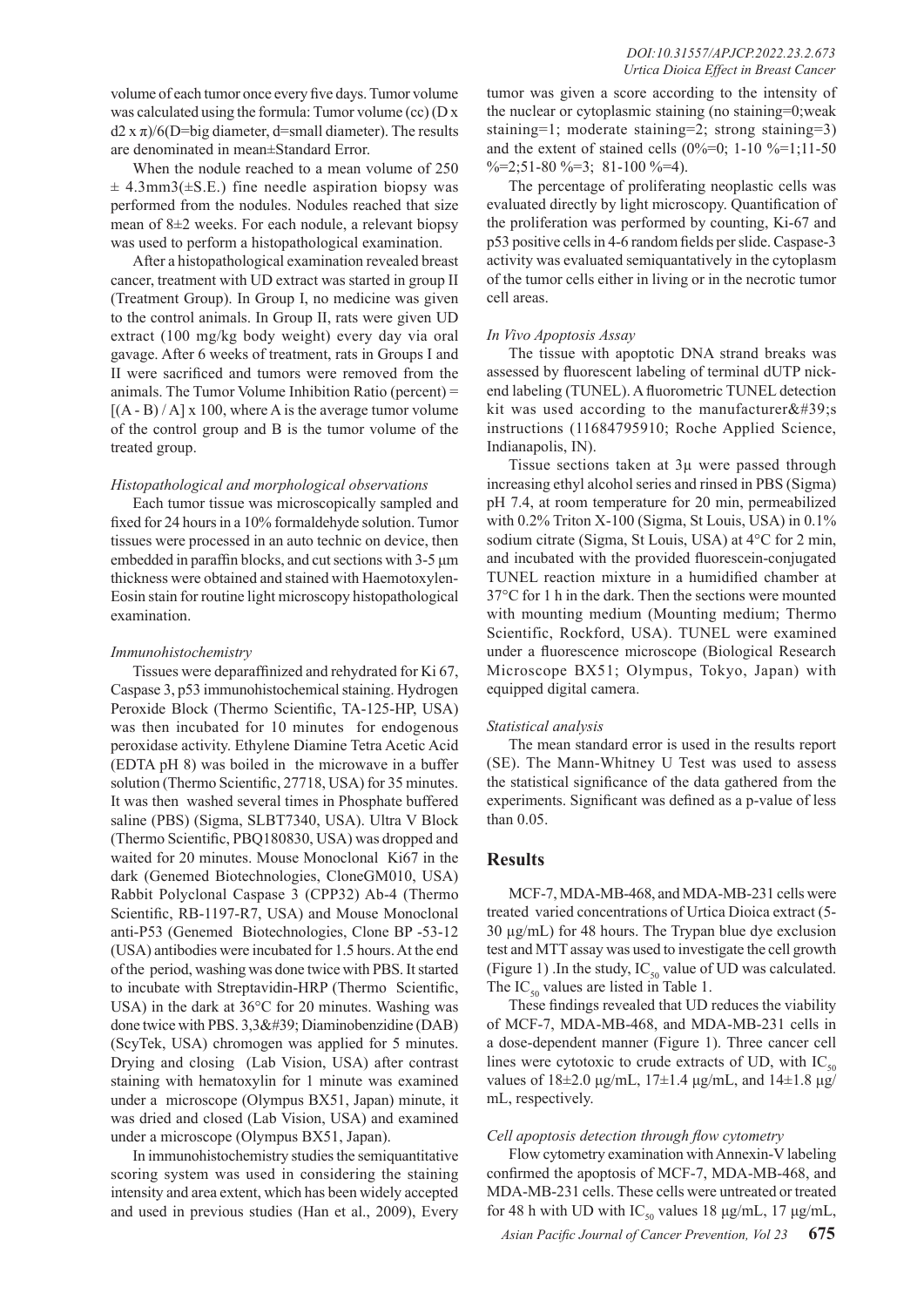volume of each tumor once every five days. Tumor volume was calculated using the formula: Tumor volume (cc) (D x d2 x π)/6(D=big diameter, d=small diameter). The results are denominated in mean±Standard Error.

When the nodule reached to a mean volume of 250 ± 4.3mm3(±S.E.) fine needle aspiration biopsy was performed from the nodules. Nodules reached that size mean of 8±2 weeks. For each nodule, a relevant biopsy was used to perform a histopathological examination.

After a histopathological examination revealed breast cancer, treatment with UD extract was started in group II (Treatment Group). In Group I, no medicine was given to the control animals. In Group II, rats were given UD extract (100 mg/kg body weight) every day via oral gavage. After 6 weeks of treatment, rats in Groups I and II were sacrificed and tumors were removed from the animals. The Tumor Volume Inhibition Ratio (percent) = [(A - B) / A] x 100, where A is the average tumor volume of the control group and B is the tumor volume of the treated group.

*Histopathological and morphological observations*

Each tumor tissue was microscopically sampled and fixed for 24 hours in a 10% formaldehyde solution. Tumor tissues were processed in an auto technic on device, then embedded in paraffin blocks, and cut sections with 3-5 µm thickness were obtained and stained with Haemotoxylen-Eosin stain for routine light microscopy histopathological examination.

*Immunohistochemistry*

Tissues were deparaffinized and rehydrated for Ki 67, Caspase 3, p53 immunohistochemical staining. Hydrogen Peroxide Block (Thermo Scientific, TA-125-HP, USA) was then incubated for 10 minutes for endogenous peroxidase activity. Ethylene Diamine Tetra Acetic Acid (EDTA pH 8) was boiled in the microwave in a buffer solution (Thermo Scientific, 27718, USA) for 35 minutes. It was then washed several times in Phosphate buffered saline (PBS) (Sigma, SLBT7340, USA). Ultra V Block (Thermo Scientific, PBQ180830, USA) was dropped and waited for 20 minutes. Mouse Monoclonal Ki67 in the dark (Genemed Biotechnologies, CloneGM010, USA) Rabbit Polyclonal Caspase 3 (CPP32) Ab-4 (Thermo Scientific, RB-1197-R7, USA) and Mouse Monoclonal anti-P53 (Genemed Biotechnologies, Clone BP -53-12 (USA) antibodies were incubated for 1.5 hours. At the end of the period, washing was done twice with PBS. It started to incubate with Streptavidin-HRP (Thermo Scientific, USA) in the dark at 36°C for 20 minutes. Washing was done twice with PBS. 3,3&#39; Diaminobenzidine (DAB) (ScyTek, USA) chromogen was applied for 5 minutes. Drying and closing (Lab Vision, USA) after contrast staining with hematoxylin for 1 minute was examined under a microscope (Olympus BX51, Japan) minute, it was dried and closed (Lab Vision, USA) and examined under a microscope (Olympus BX51, Japan).

In immunohistochemistry studies the semiquantitative scoring system was used in considering the staining intensity and area extent, which has been widely accepted and used in previous studies (Han et al., 2009), Every tumor was given a score according to the intensity of the nuclear or cytoplasmic staining (no staining=0;weak staining=1; moderate staining=2; strong staining=3) and the extent of stained cells (0%=0; 1-10 %=1;11-50 %=2;51-80 %=3; 81-100 %=4).

The percentage of proliferating neoplastic cells was evaluated directly by light microscopy. Quantification of the proliferation was performed by counting, Ki-67 and p53 positive cells in 4-6 random fields per slide. Caspase-3 activity was evaluated semiquantatively in the cytoplasm of the tumor cells either in living or in the necrotic tumor cell areas.

*In Vivo Apoptosis Assay*

The tissue with apoptotic DNA strand breaks was assessed by fluorescent labeling of terminal dUTP nick-end labeling (TUNEL). A fluorometric TUNEL detection kit was used according to the manufacturer&#39;s instructions (11684795910; Roche Applied Science, Indianapolis, IN).

Tissue sections taken at 3µ were passed through increasing ethyl alcohol series and rinsed in PBS (Sigma) pH 7.4, at room temperature for 20 min, permeabilized with 0.2% Triton X-100 (Sigma, St Louis, USA) in 0.1% sodium citrate (Sigma, St Louis, USA) at 4°C for 2 min, and incubated with the provided fluorescein-conjugated TUNEL reaction mixture in a humidified chamber at 37°C for 1 h in the dark. Then the sections were mounted with mounting medium (Mounting medium; Thermo Scientific, Rockford, USA). TUNEL were examined under a fluorescence microscope (Biological Research Microscope BX51; Olympus, Tokyo, Japan) with equipped digital camera.

*Statistical analysis*

The mean standard error is used in the results report (SE). The Mann-Whitney U Test was used to assess the statistical significance of the data gathered from the experiments. Significant was defined as a p-value of less than 0.05.

## Results

MCF-7, MDA-MB-468, and MDA-MB-231 cells were treated varied concentrations of Urtica Dioica extract (5-30 µg/mL) for 48 hours. The Trypan blue dye exclusion test and MTT assay was used to investigate the cell growth (Figure 1) .In the study, $IC_{50}$ value of UD was calculated. The $IC_{50}$ values are listed in Table 1.

These findings revealed that UD reduces the viability of MCF-7, MDA-MB-468, and MDA-MB-231 cells in a dose-dependent manner (Figure 1). Three cancer cell lines were cytotoxic to crude extracts of UD, with $IC_{50}$ values of 18±2.0 µg/mL, 17±1.4 µg/mL, and 14±1.8 µg/mL, respectively.

*Cell apoptosis detection through flow cytometry*

Flow cytometry examination with Annexin-V labeling confirmed the apoptosis of MCF-7, MDA-MB-468, and MDA-MB-231 cells. These cells were untreated or treated for 48 h with UD with $IC_{50}$ values 18 µg/mL, 17 µg/mL,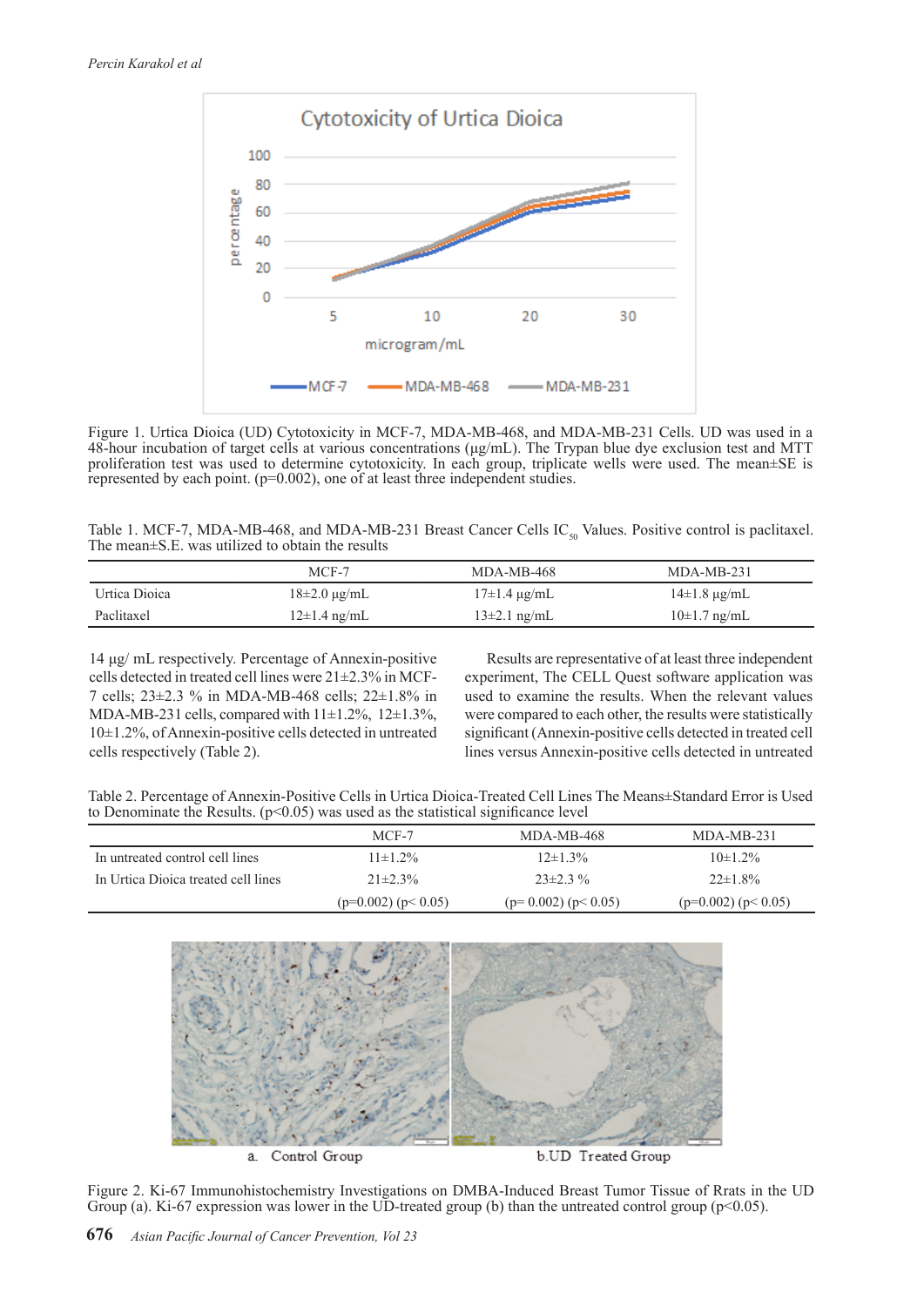Figure 1. Urtica Dioica (UD) Cytotoxicity in MCF-7, MDA-MB-468, and MDA-MB-231 Cells. UD was used in a 48-hour incubation of target cells at various concentrations (µg/mL). The Trypan blue dye exclusion test and MTT proliferation test was used to determine cytotoxicity. In each group, triplicate wells were used. The mean±SE is represented by each point. (p=0.002), one of at least three independent studies.

Table 1. MCF-7, MDA-MB-468, and MDA-MB-231 Breast Cancer Cells $IC_{50}$ Values. Positive control is paclitaxel. The mean±S.E. was utilized to obtain the results

| | MCF-7 | MDA-MB-468 | MDA-MB-231 |
|---|---|---|---|
| Urtica Dioica | 18±2.0 µg/mL | 17±1.4 µg/mL | 14±1.8 µg/mL |
| Paclitaxel | 12±1.4 ng/mL | 13±2.1 ng/mL | 10±1.7 ng/mL |

14 µg/ mL respectively. Percentage of Annexin-positive cells detected in treated cell lines were 21±2.3% in MCF-7 cells; 23±2.3 % in MDA-MB-468 cells; 22±1.8% in MDA-MB-231 cells, compared with 11±1.2%, 12±1.3%, 10±1.2%, of Annexin-positive cells detected in untreated cells respectively (Table 2).

Results are representative of at least three independent experiment, The CELL Quest software application was used to examine the results. When the relevant values were compared to each other, the results were statistically significant (Annexin-positive cells detected in treated cell lines versus Annexin-positive cells detected in untreated

Table 2. Percentage of Annexin-Positive Cells in Urtica Dioica-Treated Cell Lines The Means±Standard Error is Used to Denominate the Results. ($p<0.05$) was used as the statistical significance level

| | MCF-7 | MDA-MB-468 | MDA-MB-231 |
|---|---|---|---|
| In untreated control cell lines | 11±1.2% | 12±1.3% | 10±1.2% |
| In Urtica Dioica treated cell lines | 21±2.3% | 23±2.3 % | 22±1.8% |
| | ($p=0.002$) ($p< 0.05$) | ($p= 0.002$) ($p< 0.05$) | ($p=0.002$) ($p< 0.05$) |

a. Control Group b.UD Treated Group

Figure 2. Ki-67 Immunohistochemistry Investigations on DMBA-Induced Breast Tumor Tissue of Rrats in the UD Group (a). Ki-67 expression was lower in the UD-treated group (b) than the untreated control group ($p<0.05$).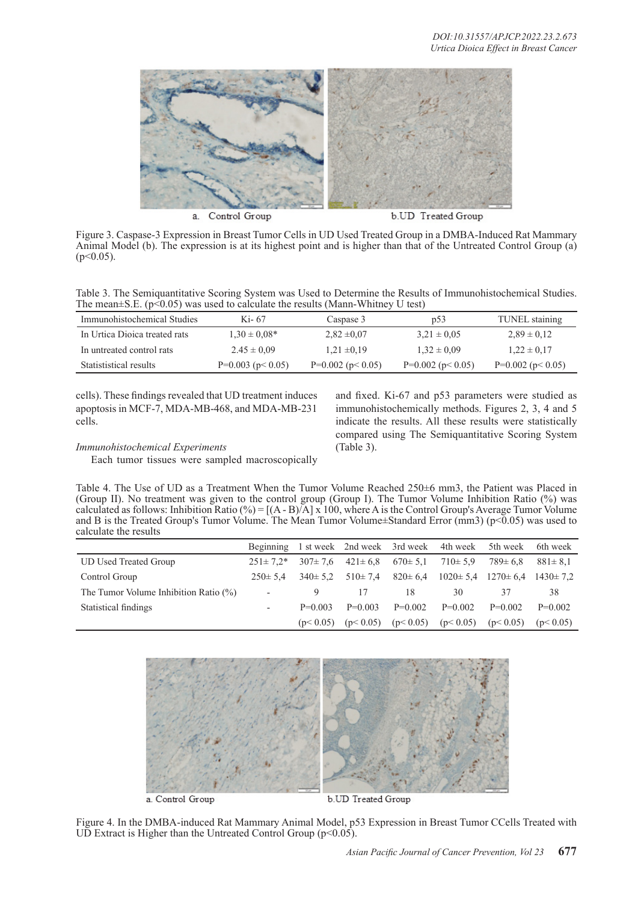Figure 3. Caspase-3 Expression in Breast Tumor Cells in UD Used Treated Group in a DMBA-Induced Rat Mammary Animal Model (b). The expression is at its highest point and is higher than that of the Untreated Control Group (a) ($p<0.05$).

Table 3. The Semiquantitative Scoring System was Used to Determine the Results of Immunohistochemical Studies. The mean±S.E. ($p<0.05$) was used to calculate the results (Mann-Whitney U test)

| Immunohistochemical Studies | Ki- 67 | Caspase 3 | p53 | TUNEL staining |
|---|---|---|---|---|
| In Urtica Dioica treated rats | 1,30 ± 0,08* | 2,82 ±0,07 | 3,21 ± 0,05 | 2,89 ± 0,12 |
| In untreated control rats | 2.45 ± 0,09 | 1,21 ±0,19 | 1,32 ± 0,09 | 1,22 ± 0,17 |
| Statististical results | P=0.003 (p< 0.05) | P=0.002 (p< 0.05) | P=0.002 (p< 0.05) | P=0.002 (p< 0.05) |

cells). These findings revealed that UD treatment induces apoptosis in MCF-7, MDA-MB-468, and MDA-MB-231 cells.

*Immunohistochemical Experiments*

Each tumor tissues were sampled macroscopically and fixed. Ki-67 and p53 parameters were studied as immunohistochemically methods. Figures 2, 3, 4 and 5 indicate the results. All these results were statistically compared using The Semiquantitative Scoring System (Table 3).

Table 4. The Use of UD as a Treatment When the Tumor Volume Reached 250±6 mm3, the Patient was Placed in (Group II). No treatment was given to the control group (Group I). The Tumor Volume Inhibition Ratio (%) was calculated as follows: Inhibition Ratio (%) = [(A - B)/A] x 100, where A is the Control Group's Average Tumor Volume and B is the Treated Group's Tumor Volume. The Mean Tumor Volume±Standard Error (mm3) ($p<0.05$) was used to calculate the results

| | Beginning | 1 st week | 2nd week | 3rd week | 4th week | 5th week | 6th week |
|---|---|---|---|---|---|---|---|
| UD Used Treated Group | 251± 7,2* | 307± 7,6 | 421± 6,8 | 670± 5,1 | 710± 5,9 | 789± 6,8 | 881± 8,1 |
| Control Group | 250± 5,4 | 340± 5,2 | 510± 7,4 | 820± 6,4 | 1020± 5,4 | 1270± 6,4 | 1430± 7,2 |
| The Tumor Volume Inhibition Ratio (%) | - | 9 | 17 | 18 | 30 | 37 | 38 |
| Statistical findings | - | P=0.003 (p< 0.05) | P=0.003 (p< 0.05) | P=0.002 (p< 0.05) | P=0.002 (p< 0.05) | P=0.002 (p< 0.05) | P=0.002 (p< 0.05) |

Figure 4. In the DMBA-induced Rat Mammary Animal Model, p53 Expression in Breast Tumor CCells Treated with UD Extract is Higher than the Untreated Control Group ($p<0.05$).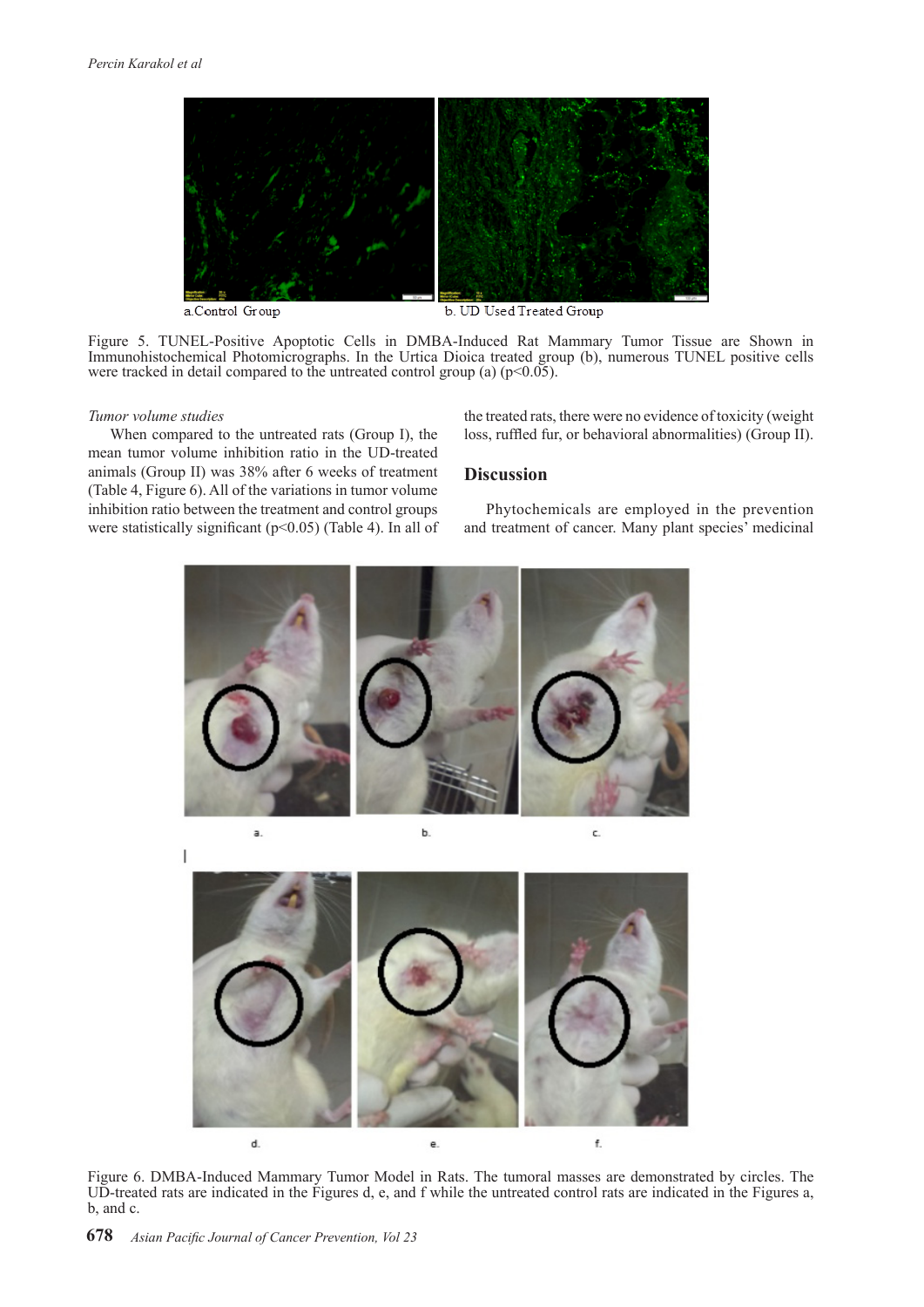a.Control Group b. UD Used Treated Group

Figure 5. TUNEL-Positive Apoptotic Cells in DMBA-Induced Rat Mammary Tumor Tissue are Shown in Immunohistochemical Photomicrographs. In the Urtica Dioica treated group (b), numerous TUNEL positive cells were tracked in detail compared to the untreated control group (a) ($p<0.05$).

*Tumor volume studies*

When compared to the untreated rats (Group I), the mean tumor volume inhibition ratio in the UD-treated animals (Group II) was 38% after 6 weeks of treatment (Table 4, Figure 6). All of the variations in tumor volume inhibition ratio between the treatment and control groups were statistically significant ($p<0.05$) (Table 4). In all of the treated rats, there were no evidence of toxicity (weight loss, ruffled fur, or behavioral abnormalities) (Group II).

## Discussion

Phytochemicals are employed in the prevention and treatment of cancer. Many plant species' medicinal

Figure 6. DMBA-Induced Mammary Tumor Model in Rats. The tumoral masses are demonstrated by circles. The UD-treated rats are indicated in the Figures d, e, and f while the untreated control rats are indicated in the Figures a, b, and c.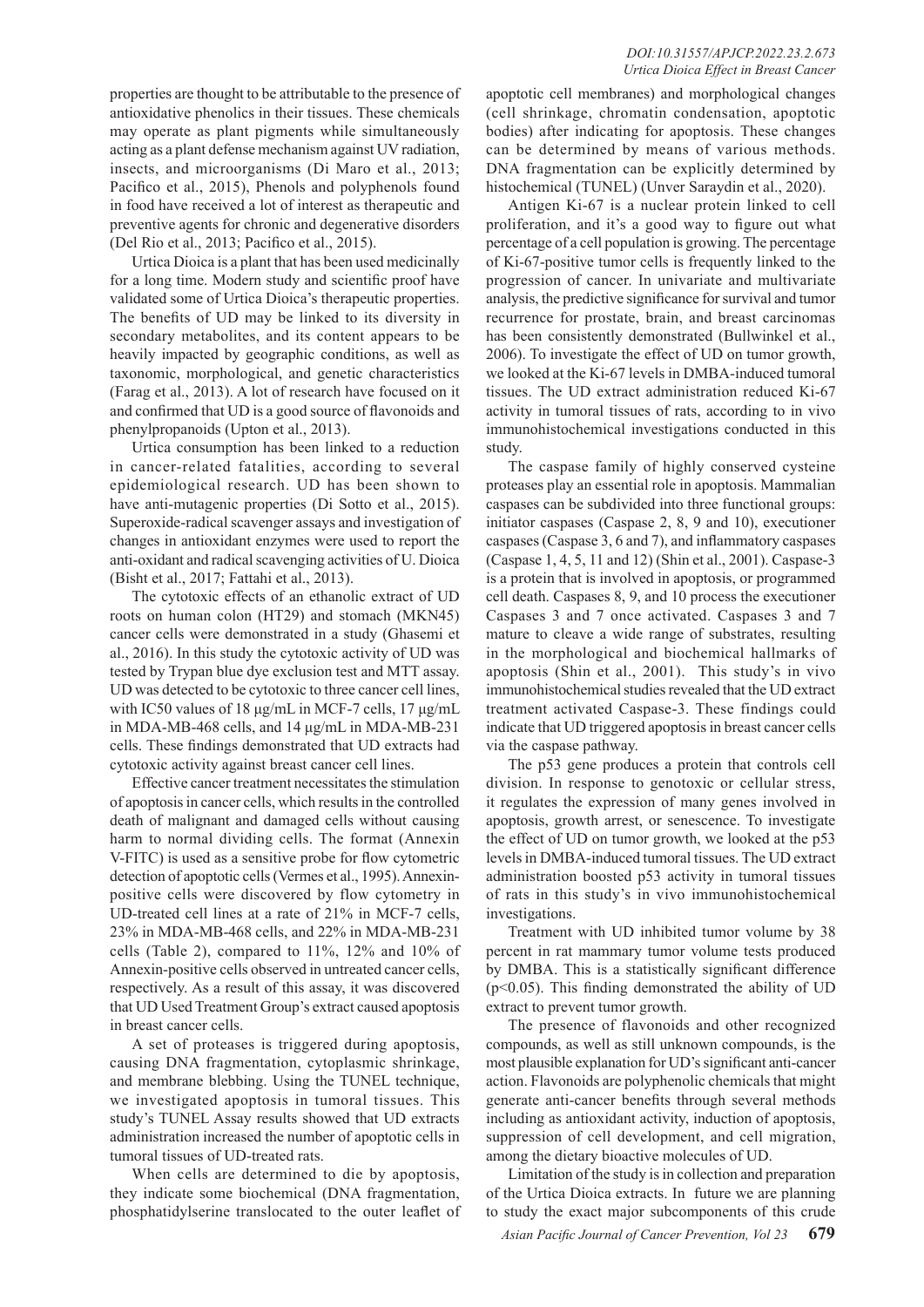properties are thought to be attributable to the presence of antioxidative phenolics in their tissues. These chemicals may operate as plant pigments while simultaneously acting as a plant defense mechanism against UV radiation, insects, and microorganisms (Di Maro et al., 2013; Pacifico et al., 2015), Phenols and polyphenols found in food have received a lot of interest as therapeutic and preventive agents for chronic and degenerative disorders (Del Rio et al., 2013; Pacifico et al., 2015).

Urtica Dioica is a plant that has been used medicinally for a long time. Modern study and scientific proof have validated some of Urtica Dioica's therapeutic properties. The benefits of UD may be linked to its diversity in secondary metabolites, and its content appears to be heavily impacted by geographic conditions, as well as taxonomic, morphological, and genetic characteristics (Farag et al., 2013). A lot of research have focused on it and confirmed that UD is a good source of flavonoids and phenylpropanoids (Upton et al., 2013).

Urtica consumption has been linked to a reduction in cancer-related fatalities, according to several epidemiological research. UD has been shown to have anti-mutagenic properties (Di Sotto et al., 2015). Superoxide-radical scavenger assays and investigation of changes in antioxidant enzymes were used to report the anti-oxidant and radical scavenging activities of U. Dioica (Bisht et al., 2017; Fattahi et al., 2013).

The cytotoxic effects of an ethanolic extract of UD roots on human colon (HT29) and stomach (MKN45) cancer cells were demonstrated in a study (Ghasemi et al., 2016). In this study the cytotoxic activity of UD was tested by Trypan blue dye exclusion test and MTT assay. UD was detected to be cytotoxic to three cancer cell lines, with IC50 values of 18 µg/mL in MCF-7 cells, 17 µg/mL in MDA-MB-468 cells, and 14 µg/mL in MDA-MB-231 cells. These findings demonstrated that UD extracts had cytotoxic activity against breast cancer cell lines.

Effective cancer treatment necessitates the stimulation of apoptosis in cancer cells, which results in the controlled death of malignant and damaged cells without causing harm to normal dividing cells. The format (Annexin V-FITC) is used as a sensitive probe for flow cytometric detection of apoptotic cells (Vermes et al., 1995). Annexin-positive cells were discovered by flow cytometry in UD-treated cell lines at a rate of 21% in MCF-7 cells, 23% in MDA-MB-468 cells, and 22% in MDA-MB-231 cells (Table 2), compared to 11%, 12% and 10% of Annexin-positive cells observed in untreated cancer cells, respectively. As a result of this assay, it was discovered that UD Used Treatment Group's extract caused apoptosis in breast cancer cells.

A set of proteases is triggered during apoptosis, causing DNA fragmentation, cytoplasmic shrinkage, and membrane blebbing. Using the TUNEL technique, we investigated apoptosis in tumoral tissues. This study's TUNEL Assay results showed that UD extracts administration increased the number of apoptotic cells in tumoral tissues of UD-treated rats.

When cells are determined to die by apoptosis, they indicate some biochemical (DNA fragmentation, phosphatidylserine translocated to the outer leaflet of apoptotic cell membranes) and morphological changes (cell shrinkage, chromatin condensation, apoptotic bodies) after indicating for apoptosis. These changes can be determined by means of various methods. DNA fragmentation can be explicitly determined by histochemical (TUNEL) (Unver Saraydin et al., 2020).

Antigen Ki-67 is a nuclear protein linked to cell proliferation, and it's a good way to figure out what percentage of a cell population is growing. The percentage of Ki-67-positive tumor cells is frequently linked to the progression of cancer. In univariate and multivariate analysis, the predictive significance for survival and tumor recurrence for prostate, brain, and breast carcinomas has been consistently demonstrated (Bullwinkel et al., 2006). To investigate the effect of UD on tumor growth, we looked at the Ki-67 levels in DMBA-induced tumoral tissues. The UD extract administration reduced Ki-67 activity in tumoral tissues of rats, according to in vivo immunohistochemical investigations conducted in this study.

The caspase family of highly conserved cysteine proteases play an essential role in apoptosis. Mammalian caspases can be subdivided into three functional groups: initiator caspases (Caspase 2, 8, 9 and 10), executioner caspases (Caspase 3, 6 and 7), and inflammatory caspases (Caspase 1, 4, 5, 11 and 12) (Shin et al., 2001). Caspase-3 is a protein that is involved in apoptosis, or programmed cell death. Caspases 8, 9, and 10 process the executioner Caspases 3 and 7 once activated. Caspases 3 and 7 mature to cleave a wide range of substrates, resulting in the morphological and biochemical hallmarks of apoptosis (Shin et al., 2001). This study's in vivo immunohistochemical studies revealed that the UD extract treatment activated Caspase-3. These findings could indicate that UD triggered apoptosis in breast cancer cells via the caspase pathway.

The p53 gene produces a protein that controls cell division. In response to genotoxic or cellular stress, it regulates the expression of many genes involved in apoptosis, growth arrest, or senescence. To investigate the effect of UD on tumor growth, we looked at the p53 levels in DMBA-induced tumoral tissues. The UD extract administration boosted p53 activity in tumoral tissues of rats in this study's in vivo immunohistochemical investigations.

Treatment with UD inhibited tumor volume by 38 percent in rat mammary tumor volume tests produced by DMBA. This is a statistically significant difference ($p<0.05$). This finding demonstrated the ability of UD extract to prevent tumor growth.

The presence of flavonoids and other recognized compounds, as well as still unknown compounds, is the most plausible explanation for UD's significant anti-cancer action. Flavonoids are polyphenolic chemicals that might generate anti-cancer benefits through several methods including as antioxidant activity, induction of apoptosis, suppression of cell development, and cell migration, among the dietary bioactive molecules of UD.

Limitation of the study is in collection and preparation of the Urtica Dioica extracts. In future we are planning to study the exact major subcomponents of this crude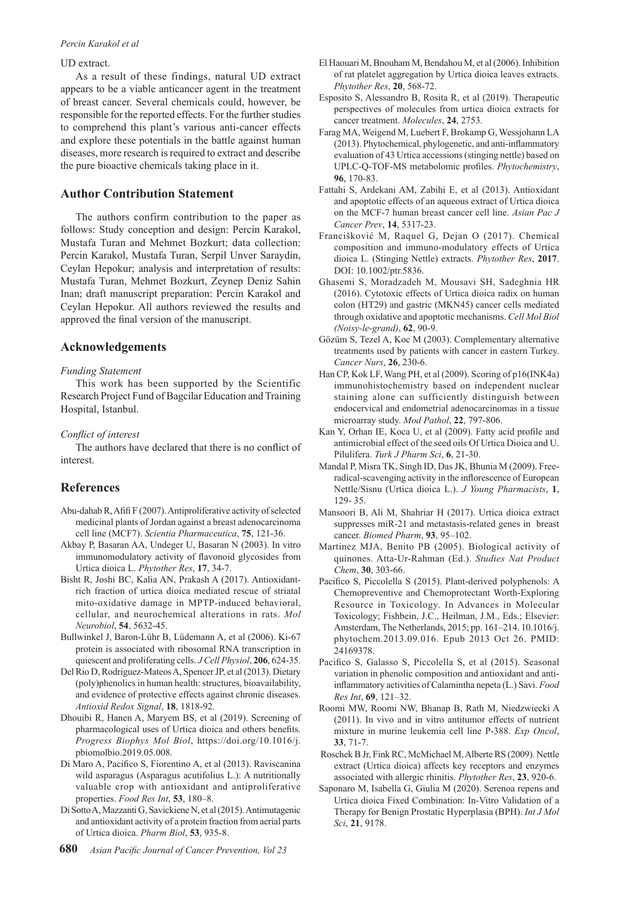UD extract.

As a result of these findings, natural UD extract appears to be a viable anticancer agent in the treatment of breast cancer. Several chemicals could, however, be responsible for the reported effects. For the further studies to comprehend this plant's various anti-cancer effects and explore these potentials in the battle against human diseases, more research is required to extract and describe the pure bioactive chemicals taking place in it.

## Author Contribution Statement

The authors confirm contribution to the paper as follows: Study conception and design: Percin Karakol, Mustafa Turan and Mehmet Bozkurt; data collection: Percin Karakol, Mustafa Turan, Serpil Unver Saraydin, Ceylan Hepokur; analysis and interpretation of results: Mustafa Turan, Mehmet Bozkurt, Zeynep Deniz Sahin Inan; draft manuscript preparation: Percin Karakol and Ceylan Hepokur. All authors reviewed the results and approved the final version of the manuscript.

## Acknowledgements

*Funding Statement*

This work has been supported by the Scientific Research Project Fund of Bagcilar Education and Training Hospital, Istanbul.

*Conflict of interest*

The authors have declared that there is no conflict of interest.

## References

Abu-dahab R, Afifi F (2007). Antiproliferative activity of selected medicinal plants of Jordan against a breast adenocarcinoma cell line (MCF7). *Scientia Pharmaceutica*, **75**, 121-36.

Akbay P, Basaran AA, Undeger U, Basaran N (2003). In vitro immunomodulatory activity of flavonoid glycosides from Urtica dioica L. *Phytother Res*, **17**, 34-7.

Bisht R, Joshi BC, Kalia AN, Prakash A (2017). Antioxidant-rich fraction of urtica dioica mediated rescue of striatal mito-oxidative damage in MPTP-induced behavioral, cellular, and neurochemical alterations in rats. *Mol Neurobiol*, **54**, 5632-45.

Bullwinkel J, Baron-Lühr B, Lüdemann A, et al (2006). Ki-67 protein is associated with ribosomal RNA transcription in quiescent and proliferating cells. *J Cell Physiol*, **206**, 624-35.

Del Rio D, Rodriguez-Mateos A, Spencer JP, et al (2013). Dietary (poly)phenolics in human health: structures, bioavailability, and evidence of protective effects against chronic diseases. *Antioxid Redox Signal*, **18**, 1818-92.

Dhouibi R, Hanen A, Maryem BS, et al (2019). Screening of pharmacological uses of Urtica dioica and others benefits. *Progress Biophys Mol Biol*, https://doi.org/10.1016/j.pbiomolbio.2019.05.008.

Di Maro A, Pacifico S, Fiorentino A, et al (2013). Raviscanina wild asparagus (Asparagus acutifolius L.): A nutritionally valuable crop with antioxidant and antiproliferative properties. *Food Res Int*, **53**, 180–8.

Di Sotto A, Mazzanti G, Savickiene N, et al (2015). Antimutagenic and antioxidant activity of a protein fraction from aerial parts of Urtica dioica. *Pharm Biol*, **53**, 935-8.

El Haouari M, Bnouham M, Bendahou M, et al (2006). Inhibition of rat platelet aggregation by Urtica dioica leaves extracts. *Phytother Res*, **20**, 568-72.

Esposito S, Alessandro B, Rosita R, et al (2019). Therapeutic perspectives of molecules from urtica dioica extracts for cancer treatment. *Molecules*, **24**, 2753.

Farag MA, Weigend M, Luebert F, Brokamp G, Wessjohann LA (2013). Phytochemical, phylogenetic, and anti-inflammatory evaluation of 43 Urtica accessions (stinging nettle) based on UPLC-Q-TOF-MS metabolomic profiles. *Phytochemistry*, **96**, 170-83.

Fattahi S, Ardekani AM, Zabihi E, et al (2013). Antioxidant and apoptotic effects of an aqueous extract of Urtica dioica on the MCF-7 human breast cancer cell line. *Asian Pac J Cancer Prev*, **14**, 5317-23.

Francišković M, Raquel G, Dejan O (2017). Chemical composition and immuno-modulatory effects of Urtica dioica L. (Stinging Nettle) extracts. *Phytother Res*, **2017**. DOI: 10.1002/ptr.5836.

Ghasemi S, Moradzadeh M, Mousavi SH, Sadeghnia HR (2016). Cytotoxic effects of Urtica dioica radix on human colon (HT29) and gastric (MKN45) cancer cells mediated through oxidative and apoptotic mechanisms. *Cell Mol Biol (Noisy-le-grand)*, **62**, 90-9.

Gözüm S, Tezel A, Koc M (2003). Complementary alternative treatments used by patients with cancer in eastern Turkey. *Cancer Nurs*, **26**, 230-6.

Han CP, Kok LF, Wang PH, et al (2009). Scoring of p16(INK4a) immunohistochemistry based on independent nuclear staining alone can sufficiently distinguish between endocervical and endometrial adenocarcinomas in a tissue microarray study. *Mod Pathol*, **22**, 797-806.

Kan Y, Orhan IE, Koca U, et al (2009). Fatty acid profile and antimicrobial effect of the seed oils Of Urtica Dioica and U. Pilulifera. *Turk J Pharm Sci*, **6**, 21-30.

Mandal P, Misra TK, Singh ID, Das JK, Bhunia M (2009). Free-radical-scavenging activity in the inflorescence of European Nettle/Sisnu (Urtica dioica L.). *J Young Pharmacists*, **1**, 129- 35.

Mansoori B, Ali M, Shahriar H (2017). Urtica dioica extract suppresses miR-21 and metastasis-related genes in breast cancer. *Biomed Pharm*, **93**, 95–102.

Martinez MJA, Benito PB (2005). Biological activity of quinones. Atta-Ur-Rahman (Ed.). *Studies Nat Product Chem*, **30**, 303-66.

Pacifico S, Piccolella S (2015). Plant-derived polyphenols: A Chemopreventive and Chemoprotectant Worth-Exploring Resource in Toxicology. In Advances in Molecular Toxicology; Fishbein, J.C., Heilman, J.M., Eds.; Elsevier: Amsterdam, The Netherlands, 2015; pp. 161–214. 10.1016/j.phytochem.2013.09.016. Epub 2013 Oct 26. PMID: 24169378.

Pacifico S, Galasso S, Piccolella S, et al (2015). Seasonal variation in phenolic composition and antioxidant and anti-inflammatory activities of Calamintha nepeta (L.) Savi. *Food Res Int*, **69**, 121–32.

Roomi MW, Roomi NW, Bhanap B, Rath M, Niedzwiecki A (2011). In vivo and in vitro antitumor effects of nutrient mixture in murine leukemia cell line P-388. *Exp Oncol*, **33**, 71-7.

Roschek B Jr, Fink RC, McMichael M, Alberte RS (2009). Nettle extract (Urtica dioica) affects key receptors and enzymes associated with allergic rhinitis. *Phytother Res*, **23**, 920-6.

Saponaro M, Isabella G, Giulia M (2020). Serenoa repens and Urtica dioica Fixed Combination: In-Vitro Validation of a Therapy for Benign Prostatic Hyperplasia (BPH). *Int J Mol Sci*, **21**, 9178.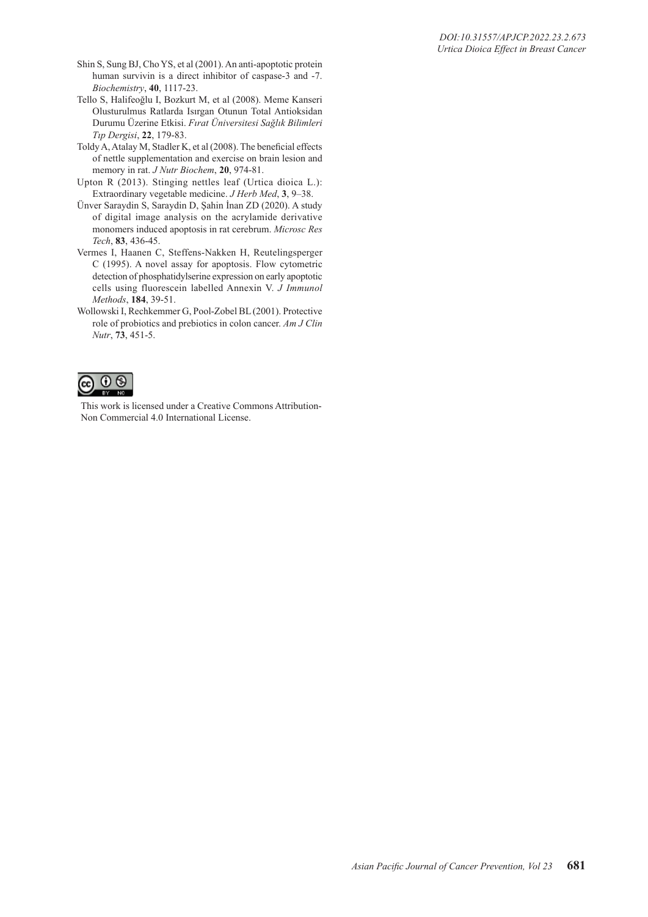Shin S, Sung BJ, Cho YS, et al (2001). An anti-apoptotic protein human survivin is a direct inhibitor of caspase-3 and -7. *Biochemistry*, **40**, 1117-23.

Tello S, Halifeoğlu I, Bozkurt M, et al (2008). Meme Kanseri Olusturulmus Ratlarda Isırgan Otunun Total Antioksidan Durumu Üzerine Etkisi. *Fırat Üniversitesi Sağlık Bilimleri Tıp Dergisi*, **22**, 179-83.

Toldy A, Atalay M, Stadler K, et al (2008). The beneficial effects of nettle supplementation and exercise on brain lesion and memory in rat. *J Nutr Biochem*, **20**, 974-81.

Upton R (2013). Stinging nettles leaf (Urtica dioica L.): Extraordinary vegetable medicine. *J Herb Med*, **3**, 9–38.

Ünver Saraydin S, Saraydin D, Şahin İnan ZD (2020). A study of digital image analysis on the acrylamide derivative monomers induced apoptosis in rat cerebrum. *Microsc Res Tech*, **83**, 436-45.

Vermes I, Haanen C, Steffens-Nakken H, Reutelingsperger C (1995). A novel assay for apoptosis. Flow cytometric detection of phosphatidylserine expression on early apoptotic cells using fluorescein labelled Annexin V. *J Immunol Methods*, **184**, 39-51.

Wollowski I, Rechkemmer G, Pool-Zobel BL (2001). Protective role of probiotics and prebiotics in colon cancer. *Am J Clin Nutr*, **73**, 451-5.

This work is licensed under a Creative Commons Attribution-Non Commercial 4.0 International License.